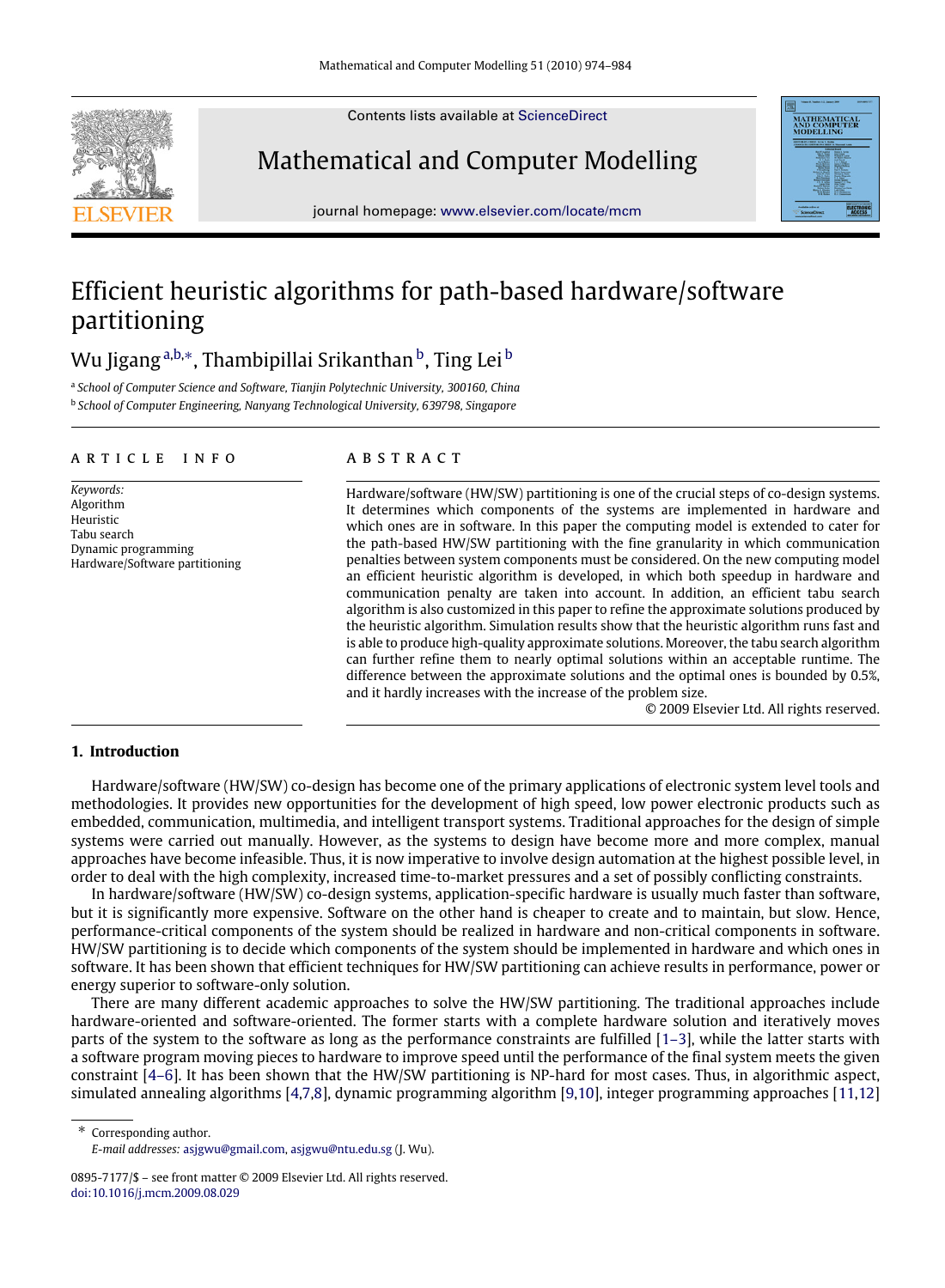# Efficient heuristic algorithms for path-based hardware/software partitioning

Wu Jigang[a,b,*], Thambipillai Srikanthan[b], Ting Lei[b]

[a] *School of Computer Science and Software, Tianjin Polytechnic University, 300160, China*

[b] *School of Computer Engineering, Nanyang Technological University, 639798, Singapore*

## ARTICLE INFO

*Keywords:*
Algorithm
Heuristic
Tabu search
Dynamic programming
Hardware/Software partitioning

## ABSTRACT

Hardware/software (HW/SW) partitioning is one of the crucial steps of co-design systems. It determines which components of the systems are implemented in hardware and which ones are in software. In this paper the computing model is extended to cater for the path-based HW/SW partitioning with the fine granularity in which communication penalties between system components must be considered. On the new computing model an efficient heuristic algorithm is developed, in which both speedup in hardware and communication penalty are taken into account. In addition, an efficient tabu search algorithm is also customized in this paper to refine the approximate solutions produced by the heuristic algorithm. Simulation results show that the heuristic algorithm runs fast and is able to produce high-quality approximate solutions. Moreover, the tabu search algorithm can further refine them to nearly optimal solutions within an acceptable runtime. The difference between the approximate solutions and the optimal ones is bounded by 0.5%, and it hardly increases with the increase of the problem size.

© 2009 Elsevier Ltd. All rights reserved.

## 1. Introduction

Hardware/software (HW/SW) co-design has become one of the primary applications of electronic system level tools and methodologies. It provides new opportunities for the development of high speed, low power electronic products such as embedded, communication, multimedia, and intelligent transport systems. Traditional approaches for the design of simple systems were carried out manually. However, as the systems to design have become more and more complex, manual approaches have become infeasible. Thus, it is now imperative to involve design automation at the highest possible level, in order to deal with the high complexity, increased time-to-market pressures and a set of possibly conflicting constraints.

In hardware/software (HW/SW) co-design systems, application-specific hardware is usually much faster than software, but it is significantly more expensive. Software on the other hand is cheaper to create and to maintain, but slow. Hence, performance-critical components of the system should be realized in hardware and non-critical components in software. HW/SW partitioning is to decide which components of the system should be implemented in hardware and which ones in software. It has been shown that efficient techniques for HW/SW partitioning can achieve results in performance, power or energy superior to software-only solution.

There are many different academic approaches to solve the HW/SW partitioning. The traditional approaches include hardware-oriented and software-oriented. The former starts with a complete hardware solution and iteratively moves parts of the system to the software as long as the performance constraints are fulfilled [1–3], while the latter starts with a software program moving pieces to hardware to improve speed until the performance of the final system meets the given constraint [4–6]. It has been shown that the HW/SW partitioning is NP-hard for most cases. Thus, in algorithmic aspect, simulated annealing algorithms [4,7,8], dynamic programming algorithm [9,10], integer programming approaches [11,12]

---

* Corresponding author.
*E-mail addresses:* asjgwu@gmail.com, asjgwu@ntu.edu.sg (J. Wu).

0895-7177/$ – see front matter © 2009 Elsevier Ltd. All rights reserved.
doi:10.1016/j.mcm.2009.08.029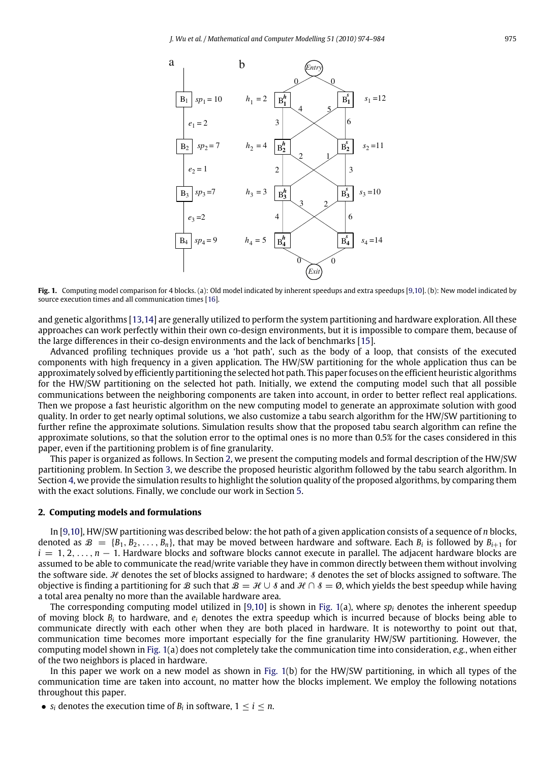**Fig. 1.** Computing model comparison for 4 blocks. (a): Old model indicated by inherent speedups and extra speedups [9,10]. (b): New model indicated by source execution times and all communication times [16].

and genetic algorithms [13,14] are generally utilized to perform the system partitioning and hardware exploration. All these approaches can work perfectly within their own co-design environments, but it is impossible to compare them, because of the large differences in their co-design environments and the lack of benchmarks [15].

Advanced profiling techniques provide us a 'hot path', such as the body of a loop, that consists of the executed components with high frequency in a given application. The HW/SW partitioning for the whole application thus can be approximately solved by efficiently partitioning the selected hot path. This paper focuses on the efficient heuristic algorithms for the HW/SW partitioning on the selected hot path. Initially, we extend the computing model such that all possible communications between the neighboring components are taken into account, in order to better reflect real applications. Then we propose a fast heuristic algorithm on the new computing model to generate an approximate solution with good quality. In order to get nearly optimal solutions, we also customize a tabu search algorithm for the HW/SW partitioning to further refine the approximate solutions. Simulation results show that the proposed tabu search algorithm can refine the approximate solutions, so that the solution error to the optimal ones is no more than 0.5% for the cases considered in this paper, even if the partitioning problem is of fine granularity.

This paper is organized as follows. In Section 2, we present the computing models and formal description of the HW/SW partitioning problem. In Section 3, we describe the proposed heuristic algorithm followed by the tabu search algorithm. In Section 4, we provide the simulation results to highlight the solution quality of the proposed algorithms, by comparing them with the exact solutions. Finally, we conclude our work in Section 5.

## 2. Computing models and formulations

In [9,10], HW/SW partitioning was described below: the hot path of a given application consists of a sequence of $n$ blocks, denoted as $\mathcal{B} = \{B_1, B_2, \ldots, B_n\}$, that may be moved between hardware and software. Each $B_i$ is followed by $B_{i+1}$ for $i = 1, 2, \ldots, n-1$. Hardware blocks and software blocks cannot execute in parallel. The adjacent hardware blocks are assumed to be able to communicate the read/write variable they have in common directly between them without involving the software side. $\mathcal{H}$ denotes the set of blocks assigned to hardware; $\mathcal{S}$ denotes the set of blocks assigned to software. The objective is finding a partitioning for $\mathcal{B}$ such that $\mathcal{B} = \mathcal{H} \cup \mathcal{S}$ and $\mathcal{H} \cap \mathcal{S} = \emptyset$, which yields the best speedup while having a total area penalty no more than the available hardware area.

The corresponding computing model utilized in [9,10] is shown in Fig. 1(a), where $sp_i$ denotes the inherent speedup of moving block $B_i$ to hardware, and $e_i$ denotes the extra speedup which is incurred because of blocks being able to communicate directly with each other when they are both placed in hardware. It is noteworthy to point out that, communication time becomes more important especially for the fine granularity HW/SW partitioning. However, the computing model shown in Fig. 1(a) does not completely take the communication time into consideration, *e.g.*, when either of the two neighbors is placed in hardware.

In this paper we work on a new model as shown in Fig. 1(b) for the HW/SW partitioning, in which all types of the communication time are taken into account, no matter how the blocks implement. We employ the following notations throughout this paper.

- $s_i$ denotes the execution time of $B_i$ in software, $1 \le i \le n$.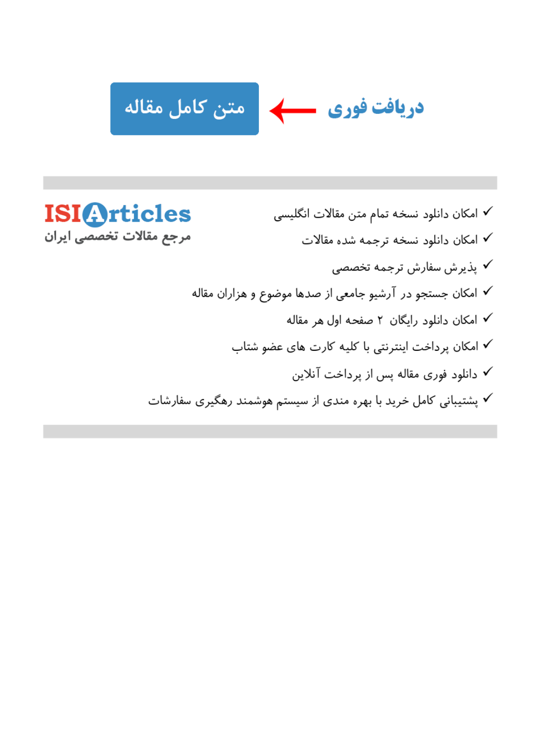دریافت فوری ← متن کامل مقاله

**ISIArticles**
مرجع مقالات تخصصی ایران

- ✓ امکان دانلود نسخه تمام متن مقالات انگلیسی
- ✓ امکان دانلود نسخه ترجمه شده مقالات
- ✓ پذیرش سفارش ترجمه تخصصی
- ✓ امکان جستجو در آرشیو جامعی از صدها موضوع و هزاران مقاله
- ✓ امکان دانلود رایگان ۲ صفحه اول هر مقاله
- ✓ امکان پرداخت اینترنتی با کلیه کارت های عضو شتاب
- ✓ دانلود فوری مقاله پس از پرداخت آنلاین
- ✓ پشتیبانی کامل خرید با بهره مندی از سیستم هوشمند رهگیری سفارشات